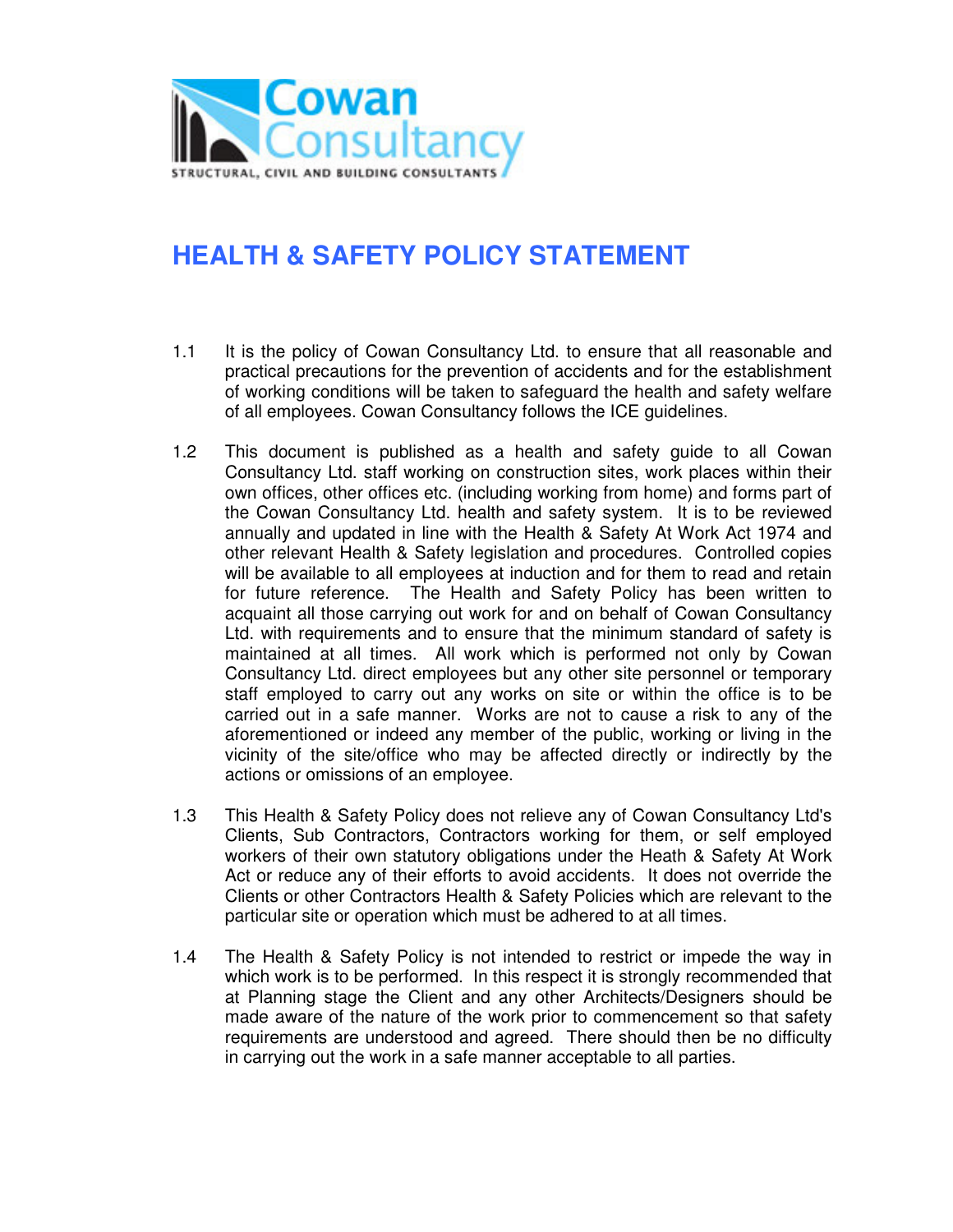Cowan Consultancy

STRUCTURAL, CIVIL AND BUILDING CONSULTANTS

# HEALTH & SAFETY POLICY STATEMENT

1.1 It is the policy of Cowan Consultancy Ltd. to ensure that all reasonable and practical precautions for the prevention of accidents and for the establishment of working conditions will be taken to safeguard the health and safety welfare of all employees. Cowan Consultancy follows the ICE guidelines.

1.2 This document is published as a health and safety guide to all Cowan Consultancy Ltd. staff working on construction sites, work places within their own offices, other offices etc. (including working from home) and forms part of the Cowan Consultancy Ltd. health and safety system. It is to be reviewed annually and updated in line with the Health & Safety At Work Act 1974 and other relevant Health & Safety legislation and procedures. Controlled copies will be available to all employees at induction and for them to read and retain for future reference. The Health and Safety Policy has been written to acquaint all those carrying out work for and on behalf of Cowan Consultancy Ltd. with requirements and to ensure that the minimum standard of safety is maintained at all times. All work which is performed not only by Cowan Consultancy Ltd. direct employees but any other site personnel or temporary staff employed to carry out any works on site or within the office is to be carried out in a safe manner. Works are not to cause a risk to any of the aforementioned or indeed any member of the public, working or living in the vicinity of the site/office who may be affected directly or indirectly by the actions or omissions of an employee.

1.3 This Health & Safety Policy does not relieve any of Cowan Consultancy Ltd's Clients, Sub Contractors, Contractors working for them, or self employed workers of their own statutory obligations under the Heath & Safety At Work Act or reduce any of their efforts to avoid accidents. It does not override the Clients or other Contractors Health & Safety Policies which are relevant to the particular site or operation which must be adhered to at all times.

1.4 The Health & Safety Policy is not intended to restrict or impede the way in which work is to be performed. In this respect it is strongly recommended that at Planning stage the Client and any other Architects/Designers should be made aware of the nature of the work prior to commencement so that safety requirements are understood and agreed. There should then be no difficulty in carrying out the work in a safe manner acceptable to all parties.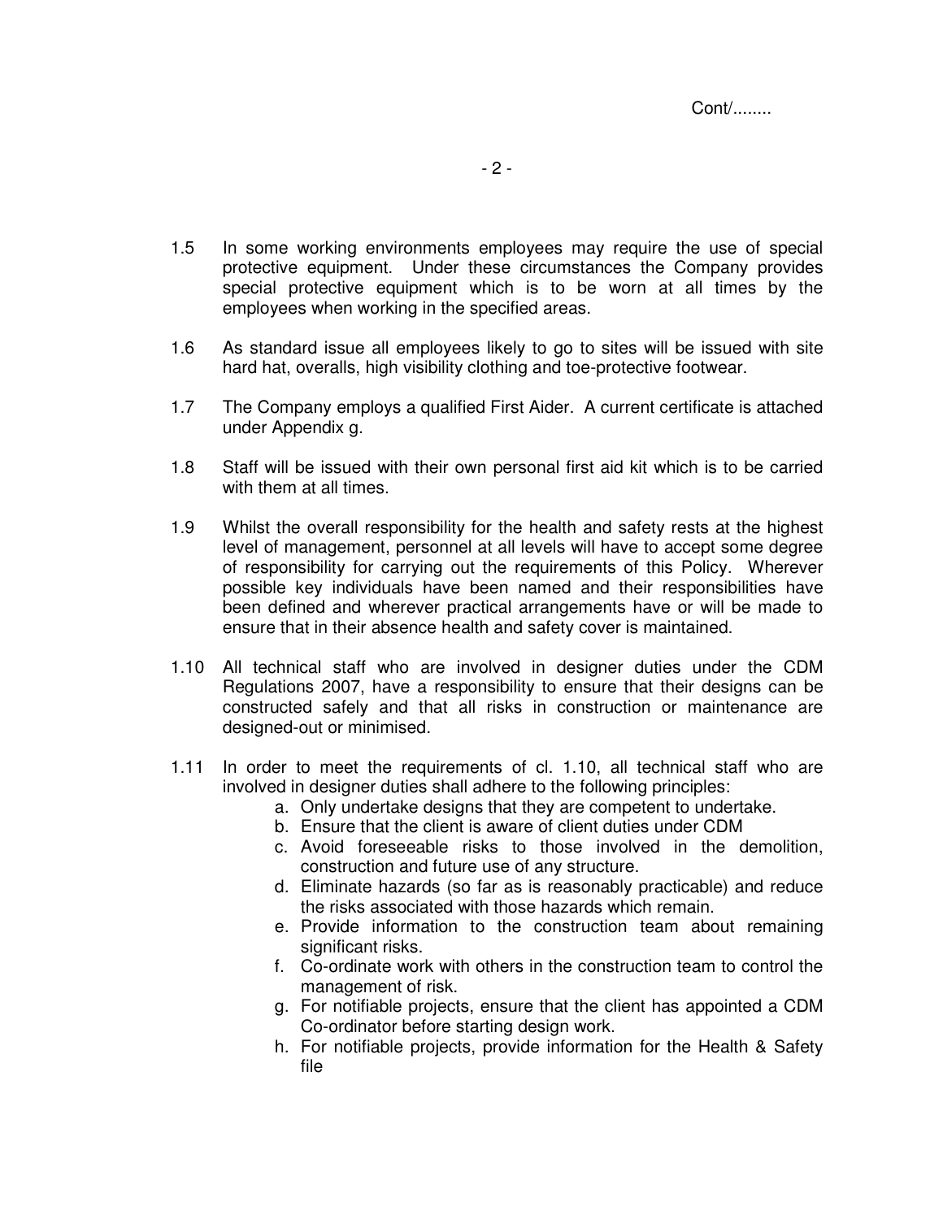Cont/........

1.5 In some working environments employees may require the use of special protective equipment. Under these circumstances the Company provides special protective equipment which is to be worn at all times by the employees when working in the specified areas.

1.6 As standard issue all employees likely to go to sites will be issued with site hard hat, overalls, high visibility clothing and toe-protective footwear.

1.7 The Company employs a qualified First Aider. A current certificate is attached under Appendix g.

1.8 Staff will be issued with their own personal first aid kit which is to be carried with them at all times.

1.9 Whilst the overall responsibility for the health and safety rests at the highest level of management, personnel at all levels will have to accept some degree of responsibility for carrying out the requirements of this Policy. Wherever possible key individuals have been named and their responsibilities have been defined and wherever practical arrangements have or will be made to ensure that in their absence health and safety cover is maintained.

1.10 All technical staff who are involved in designer duties under the CDM Regulations 2007, have a responsibility to ensure that their designs can be constructed safely and that all risks in construction or maintenance are designed-out or minimised.

1.11 In order to meet the requirements of cl. 1.10, all technical staff who are involved in designer duties shall adhere to the following principles:

   a. Only undertake designs that they are competent to undertake.
   b. Ensure that the client is aware of client duties under CDM
   c. Avoid foreseeable risks to those involved in the demolition, construction and future use of any structure.
   d. Eliminate hazards (so far as is reasonably practicable) and reduce the risks associated with those hazards which remain.
   e. Provide information to the construction team about remaining significant risks.
   f. Co-ordinate work with others in the construction team to control the management of risk.
   g. For notifiable projects, ensure that the client has appointed a CDM Co-ordinator before starting design work.
   h. For notifiable projects, provide information for the Health & Safety file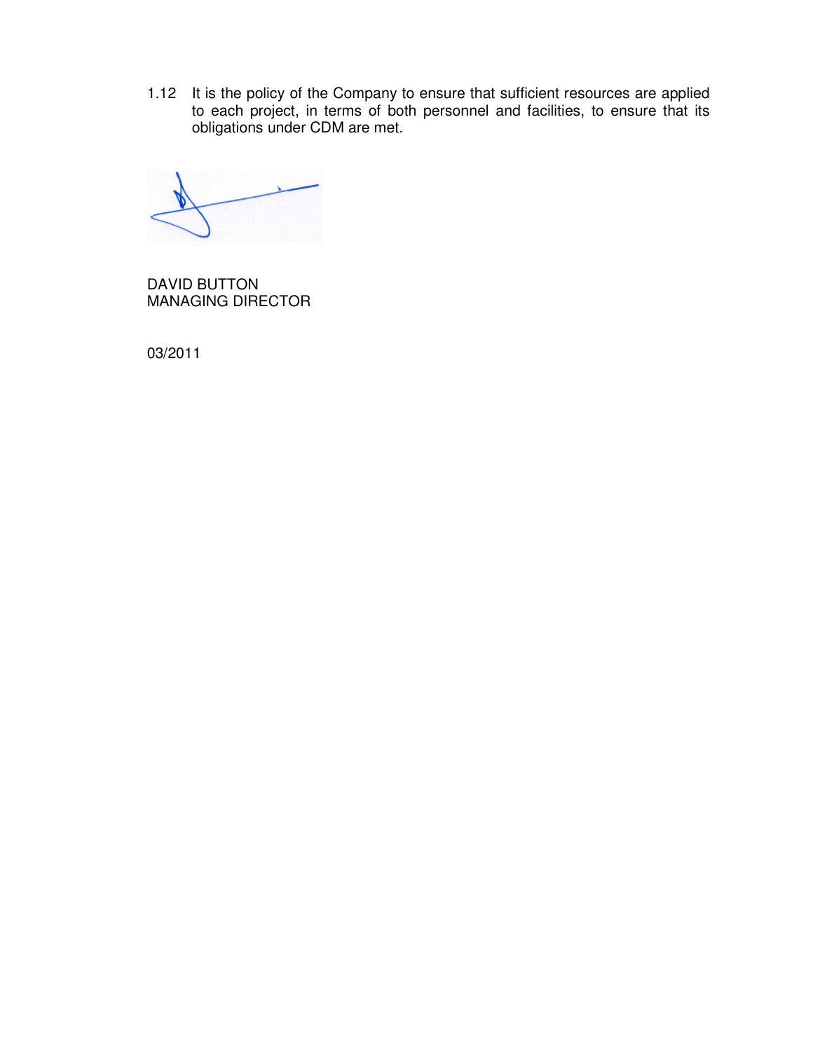1.12 It is the policy of the Company to ensure that sufficient resources are applied to each project, in terms of both personnel and facilities, to ensure that its obligations under CDM are met.

DAVID BUTTON
MANAGING DIRECTOR

03/2011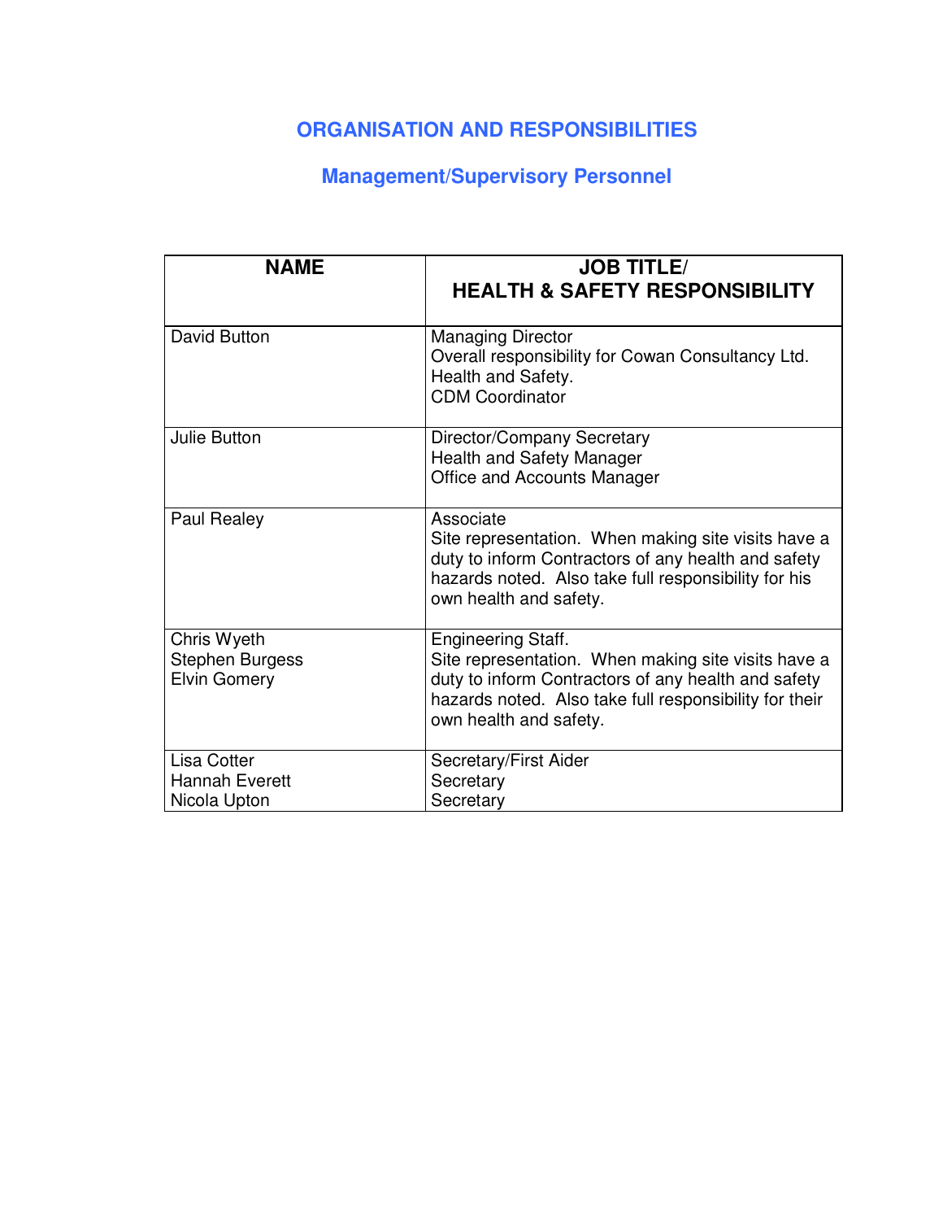# ORGANISATION AND RESPONSIBILITIES

## Management/Supervisory Personnel

| NAME | JOB TITLE/<br>HEALTH & SAFETY RESPONSIBILITY |
|---|---|
| David Button | Managing Director<br>Overall responsibility for Cowan Consultancy Ltd. Health and Safety.<br>CDM Coordinator |
| Julie Button | Director/Company Secretary<br>Health and Safety Manager<br>Office and Accounts Manager |
| Paul Realey | Associate<br>Site representation. When making site visits have a duty to inform Contractors of any health and safety hazards noted. Also take full responsibility for his own health and safety. |
| Chris Wyeth<br>Stephen Burgess<br>Elvin Gomery | Engineering Staff.<br>Site representation. When making site visits have a duty to inform Contractors of any health and safety hazards noted. Also take full responsibility for their own health and safety. |
| Lisa Cotter<br>Hannah Everett<br>Nicola Upton | Secretary/First Aider<br>Secretary<br>Secretary |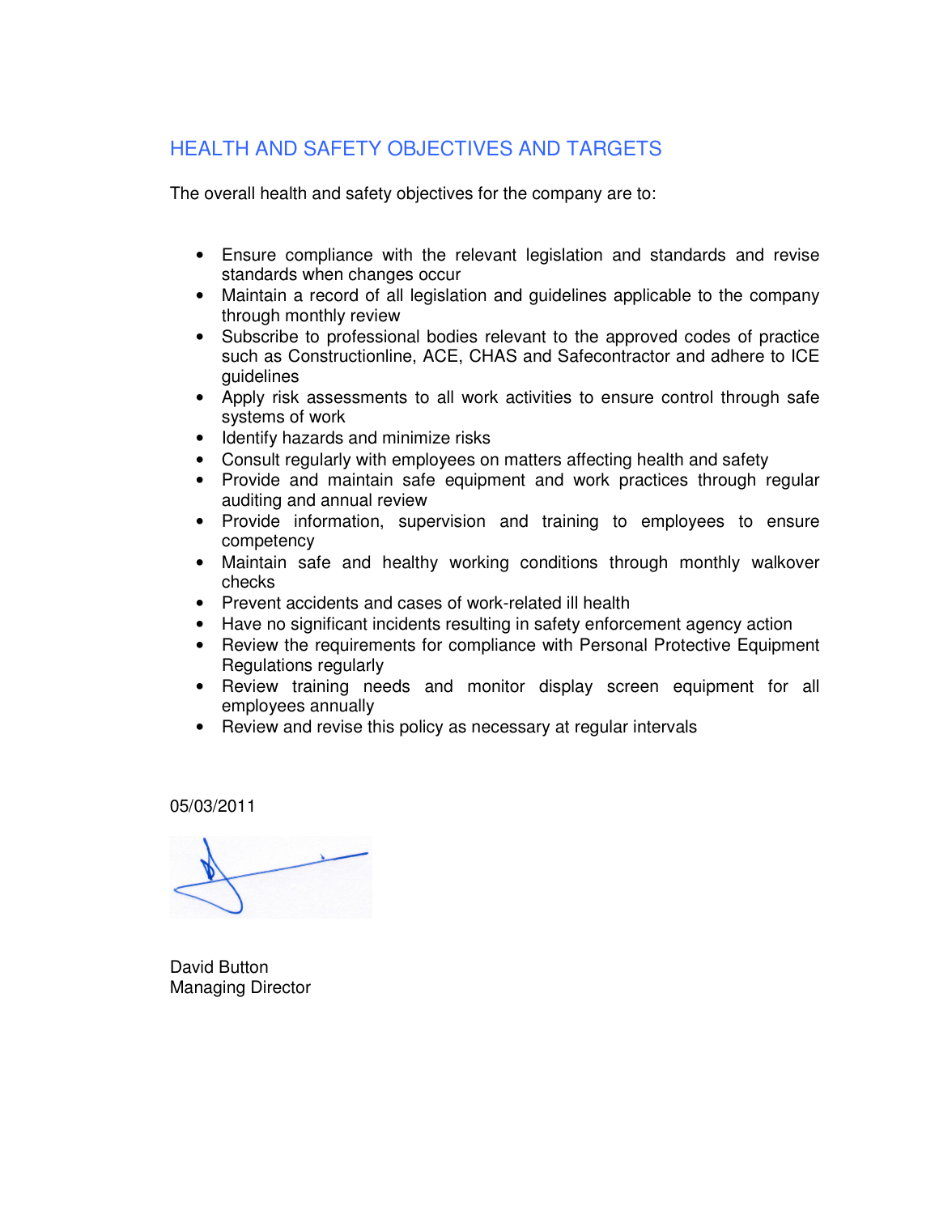## HEALTH AND SAFETY OBJECTIVES AND TARGETS

The overall health and safety objectives for the company are to:

- Ensure compliance with the relevant legislation and standards and revise standards when changes occur
- Maintain a record of all legislation and guidelines applicable to the company through monthly review
- Subscribe to professional bodies relevant to the approved codes of practice such as Constructionline, ACE, CHAS and Safecontractor and adhere to ICE guidelines
- Apply risk assessments to all work activities to ensure control through safe systems of work
- Identify hazards and minimize risks
- Consult regularly with employees on matters affecting health and safety
- Provide and maintain safe equipment and work practices through regular auditing and annual review
- Provide information, supervision and training to employees to ensure competency
- Maintain safe and healthy working conditions through monthly walkover checks
- Prevent accidents and cases of work-related ill health
- Have no significant incidents resulting in safety enforcement agency action
- Review the requirements for compliance with Personal Protective Equipment Regulations regularly
- Review training needs and monitor display screen equipment for all employees annually
- Review and revise this policy as necessary at regular intervals

05/03/2011

David Button
Managing Director